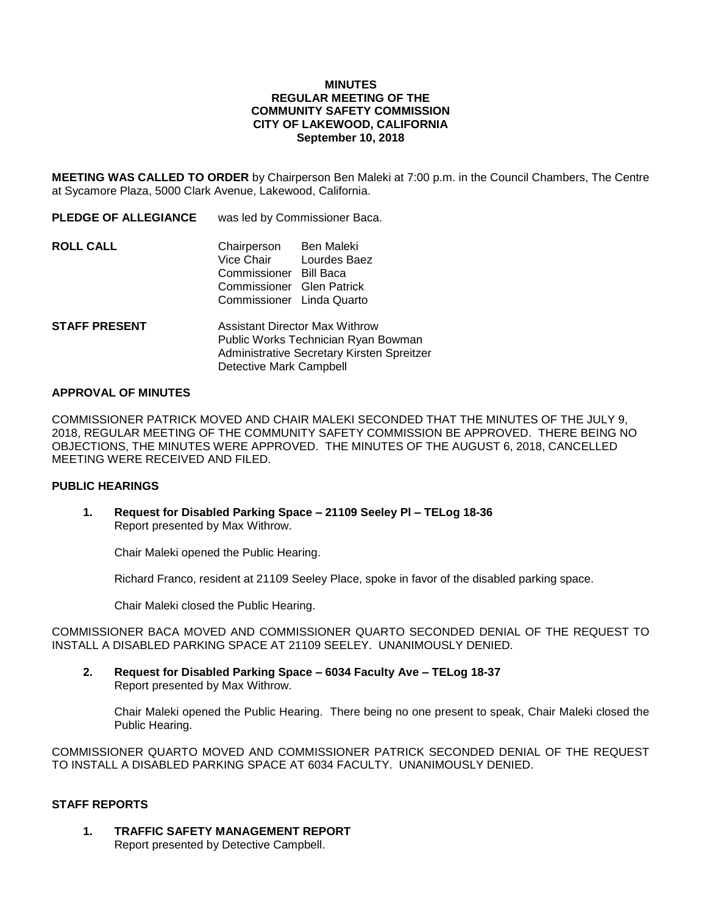# MINUTES
## REGULAR MEETING OF THE COMMUNITY SAFETY COMMISSION
## CITY OF LAKEWOOD, CALIFORNIA
## September 10, 2018

**MEETING WAS CALLED TO ORDER** by Chairperson Ben Maleki at 7:00 p.m. in the Council Chambers, The Centre at Sycamore Plaza, 5000 Clark Avenue, Lakewood, California.

**PLEDGE OF ALLEGIANCE** was led by Commissioner Baca.

**ROLL CALL**

Chairperson Ben Maleki
Vice Chair Lourdes Baez
Commissioner Bill Baca
Commissioner Glen Patrick
Commissioner Linda Quarto

**STAFF PRESENT**

Assistant Director Max Withrow
Public Works Technician Ryan Bowman
Administrative Secretary Kirsten Spreitzer
Detective Mark Campbell

**APPROVAL OF MINUTES**

COMMISSIONER PATRICK MOVED AND CHAIR MALEKI SECONDED THAT THE MINUTES OF THE JULY 9, 2018, REGULAR MEETING OF THE COMMUNITY SAFETY COMMISSION BE APPROVED. THERE BEING NO OBJECTIONS, THE MINUTES WERE APPROVED. THE MINUTES OF THE AUGUST 6, 2018, CANCELLED MEETING WERE RECEIVED AND FILED.

**PUBLIC HEARINGS**

1. **Request for Disabled Parking Space – 21109 Seeley Pl – TELog 18-36**
   Report presented by Max Withrow.

   Chair Maleki opened the Public Hearing.

   Richard Franco, resident at 21109 Seeley Place, spoke in favor of the disabled parking space.

   Chair Maleki closed the Public Hearing.

COMMISSIONER BACA MOVED AND COMMISSIONER QUARTO SECONDED DENIAL OF THE REQUEST TO INSTALL A DISABLED PARKING SPACE AT 21109 SEELEY. UNANIMOUSLY DENIED.

2. **Request for Disabled Parking Space – 6034 Faculty Ave – TELog 18-37**
   Report presented by Max Withrow.

   Chair Maleki opened the Public Hearing. There being no one present to speak, Chair Maleki closed the Public Hearing.

COMMISSIONER QUARTO MOVED AND COMMISSIONER PATRICK SECONDED DENIAL OF THE REQUEST TO INSTALL A DISABLED PARKING SPACE AT 6034 FACULTY. UNANIMOUSLY DENIED.

**STAFF REPORTS**

1. **TRAFFIC SAFETY MANAGEMENT REPORT**
   Report presented by Detective Campbell.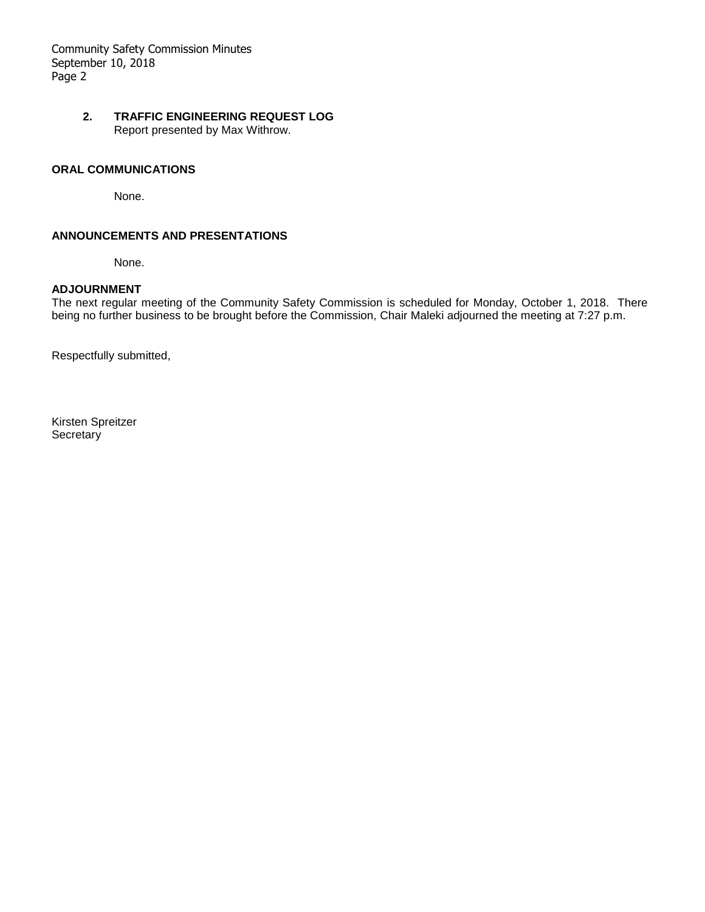**2. TRAFFIC ENGINEERING REQUEST LOG**

Report presented by Max Withrow.

## ORAL COMMUNICATIONS

None.

## ANNOUNCEMENTS AND PRESENTATIONS

None.

## ADJOURNMENT

The next regular meeting of the Community Safety Commission is scheduled for Monday, October 1, 2018. There being no further business to be brought before the Commission, Chair Maleki adjourned the meeting at 7:27 p.m.

Respectfully submitted,

Kirsten Spreitzer
Secretary